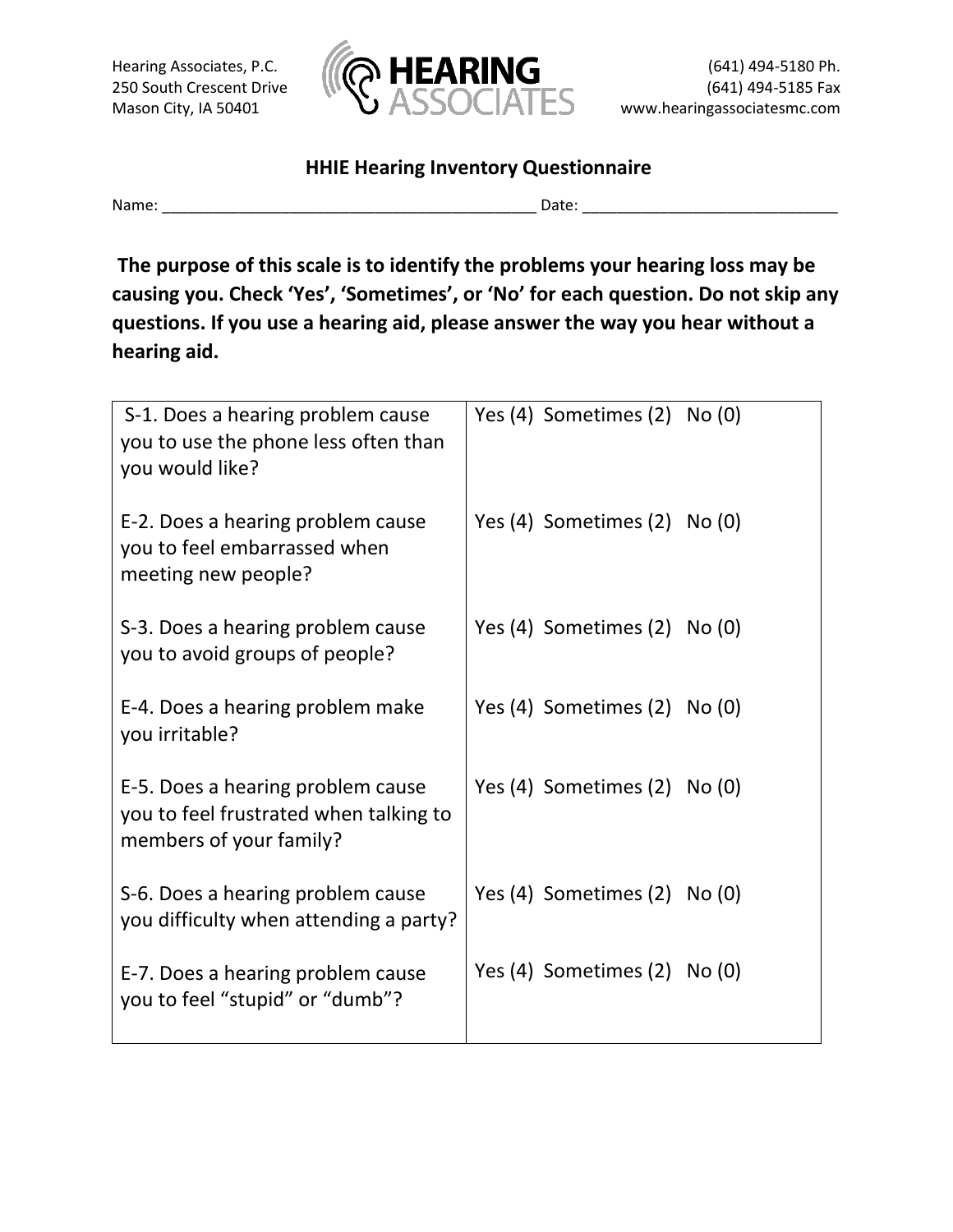Hearing Associates, P.C.
250 South Crescent Drive
Mason City, IA 50401

**HEARING ASSOCIATES**

(641) 494-5180 Ph.
(641) 494-5185 Fax
www.hearingassociatesmc.com

## HHIE Hearing Inventory Questionnaire

Name: ____________________________________________ Date: _____________________________

**The purpose of this scale is to identify the problems your hearing loss may be causing you. Check 'Yes', 'Sometimes', or 'No' for each question. Do not skip any questions. If you use a hearing aid, please answer the way you hear without a hearing aid.**

| Question | Response |
|---|---|
| S-1. Does a hearing problem cause you to use the phone less often than you would like? | Yes (4) Sometimes (2) No (0) |
| E-2. Does a hearing problem cause you to feel embarrassed when meeting new people? | Yes (4) Sometimes (2) No (0) |
| S-3. Does a hearing problem cause you to avoid groups of people? | Yes (4) Sometimes (2) No (0) |
| E-4. Does a hearing problem make you irritable? | Yes (4) Sometimes (2) No (0) |
| E-5. Does a hearing problem cause you to feel frustrated when talking to members of your family? | Yes (4) Sometimes (2) No (0) |
| S-6. Does a hearing problem cause you difficulty when attending a party? | Yes (4) Sometimes (2) No (0) |
| E-7. Does a hearing problem cause you to feel "stupid" or "dumb"? | Yes (4) Sometimes (2) No (0) |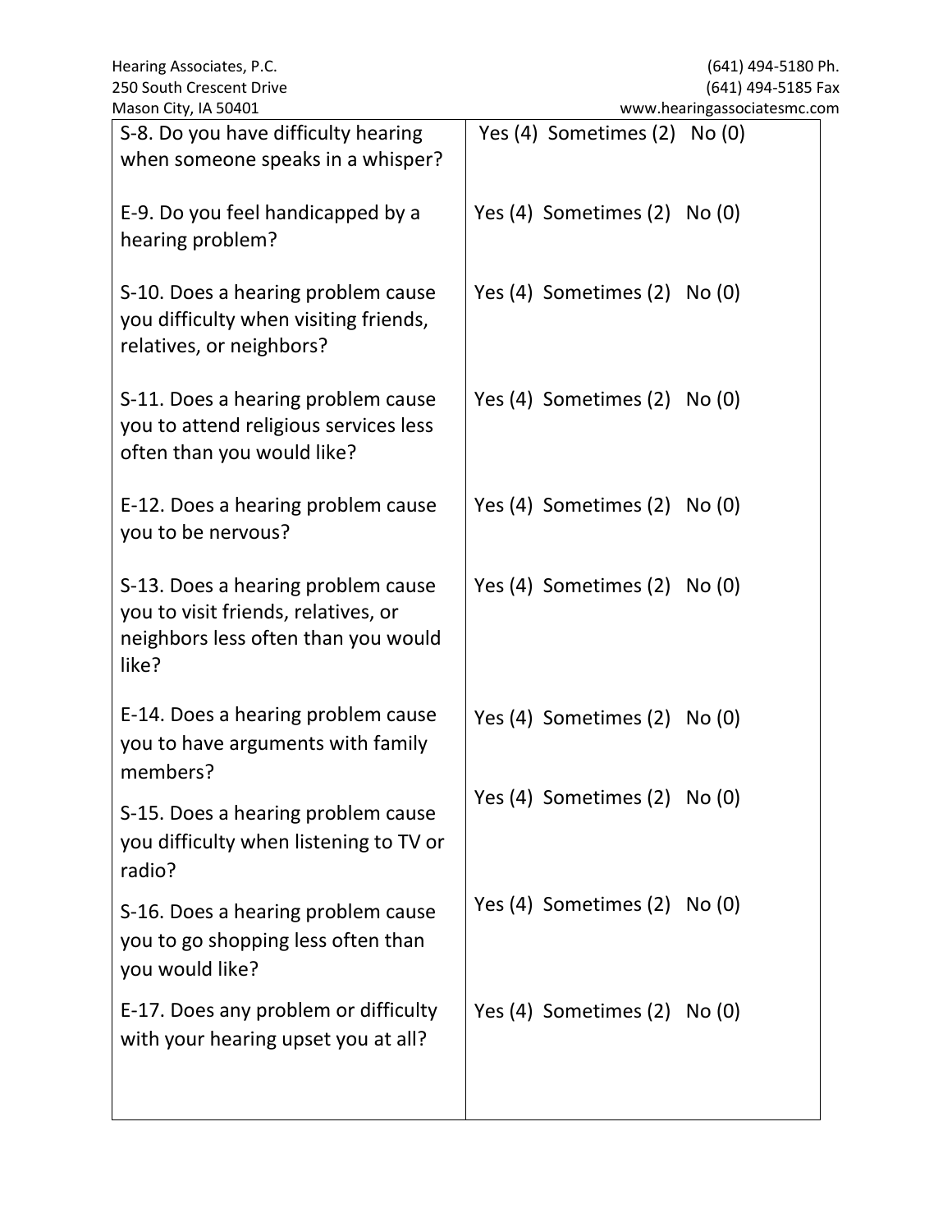| | |
|---|---|
| S-8. Do you have difficulty hearing when someone speaks in a whisper? | Yes (4) Sometimes (2) No (0) |
| E-9. Do you feel handicapped by a hearing problem? | Yes (4) Sometimes (2) No (0) |
| S-10. Does a hearing problem cause you difficulty when visiting friends, relatives, or neighbors? | Yes (4) Sometimes (2) No (0) |
| S-11. Does a hearing problem cause you to attend religious services less often than you would like? | Yes (4) Sometimes (2) No (0) |
| E-12. Does a hearing problem cause you to be nervous? | Yes (4) Sometimes (2) No (0) |
| S-13. Does a hearing problem cause you to visit friends, relatives, or neighbors less often than you would like? | Yes (4) Sometimes (2) No (0) |
| E-14. Does a hearing problem cause you to have arguments with family members? | Yes (4) Sometimes (2) No (0) |
| S-15. Does a hearing problem cause you difficulty when listening to TV or radio? | Yes (4) Sometimes (2) No (0) |
| S-16. Does a hearing problem cause you to go shopping less often than you would like? | Yes (4) Sometimes (2) No (0) |
| E-17. Does any problem or difficulty with your hearing upset you at all? | Yes (4) Sometimes (2) No (0) |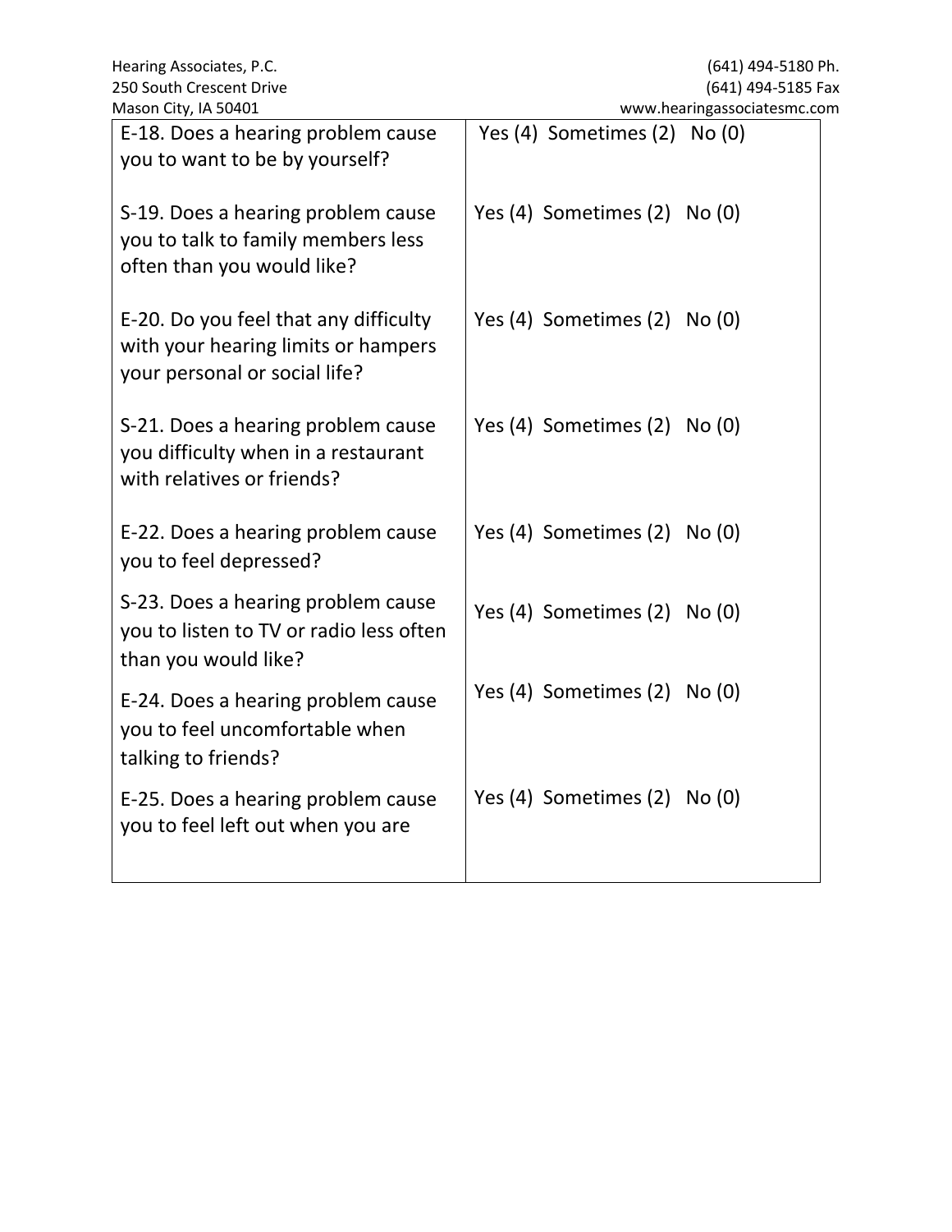| E-18. Does a hearing problem cause you to want to be by yourself? | Yes (4) Sometimes (2) No (0) |
|---|---|
| S-19. Does a hearing problem cause you to talk to family members less often than you would like? | Yes (4) Sometimes (2) No (0) |
| E-20. Do you feel that any difficulty with your hearing limits or hampers your personal or social life? | Yes (4) Sometimes (2) No (0) |
| S-21. Does a hearing problem cause you difficulty when in a restaurant with relatives or friends? | Yes (4) Sometimes (2) No (0) |
| E-22. Does a hearing problem cause you to feel depressed? | Yes (4) Sometimes (2) No (0) |
| S-23. Does a hearing problem cause you to listen to TV or radio less often than you would like? | Yes (4) Sometimes (2) No (0) |
| E-24. Does a hearing problem cause you to feel uncomfortable when talking to friends? | Yes (4) Sometimes (2) No (0) |
| E-25. Does a hearing problem cause you to feel left out when you are | Yes (4) Sometimes (2) No (0) |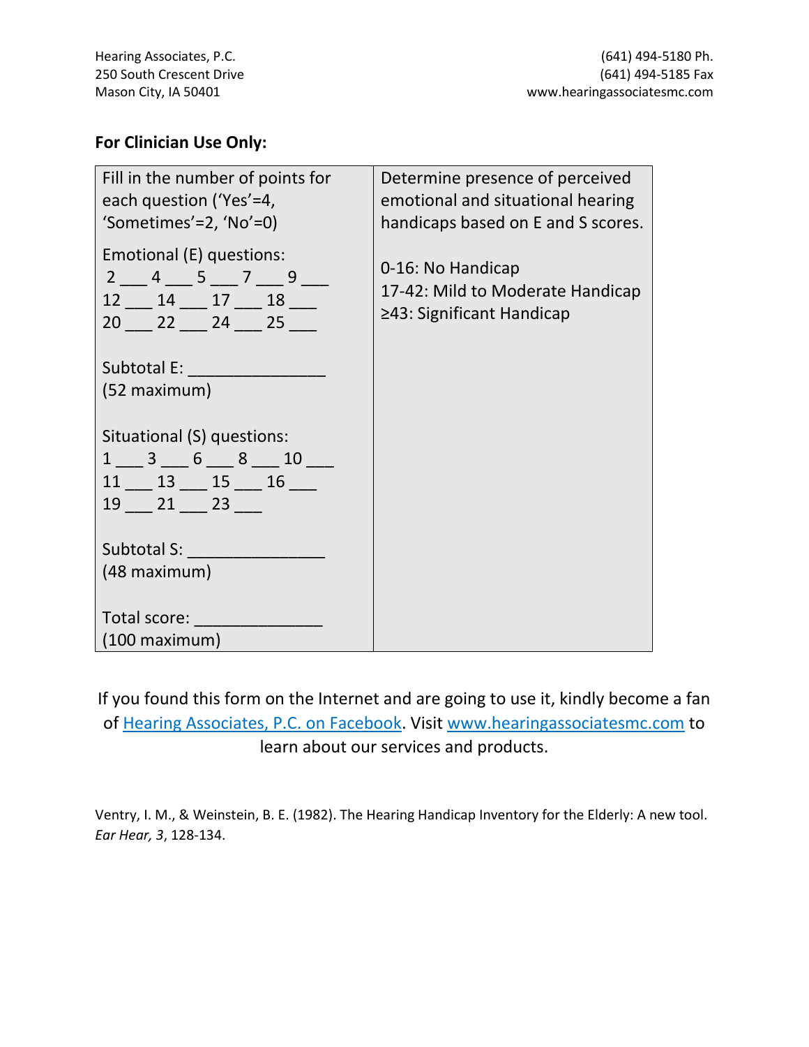Hearing Associates, P.C.
250 South Crescent Drive
Mason City, IA 50401

(641) 494-5180 Ph.
(641) 494-5185 Fax
www.hearingassociatesmc.com

**For Clinician Use Only:**

| | |
|---|---|
| Fill in the number of points for each question ('Yes'=4, 'Sometimes'=2, 'No'=0)<br><br>Emotional (E) questions:<br>2 ___ 4 ___ 5 ___ 7 ___ 9 ___<br>12 ___ 14 ___ 17 ___ 18 ___<br>20 ___ 22 ___ 24 ___ 25 ___<br><br>Subtotal E: _______________<br>(52 maximum)<br><br>Situational (S) questions:<br>1 ___ 3 ___ 6 ___ 8 ___ 10 ___<br>11 ___ 13 ___ 15 ___ 16 ___<br>19 ___ 21 ___ 23 ___<br><br>Subtotal S: _______________<br>(48 maximum)<br><br>Total score: ______________<br>(100 maximum) | Determine presence of perceived emotional and situational hearing handicaps based on E and S scores.<br><br>0-16: No Handicap<br>17-42: Mild to Moderate Handicap<br>≥43: Significant Handicap |

If you found this form on the Internet and are going to use it, kindly become a fan of Hearing Associates, P.C. on Facebook. Visit www.hearingassociatesmc.com to learn about our services and products.

Ventry, I. M., & Weinstein, B. E. (1982). The Hearing Handicap Inventory for the Elderly: A new tool. *Ear Hear, 3*, 128-134.